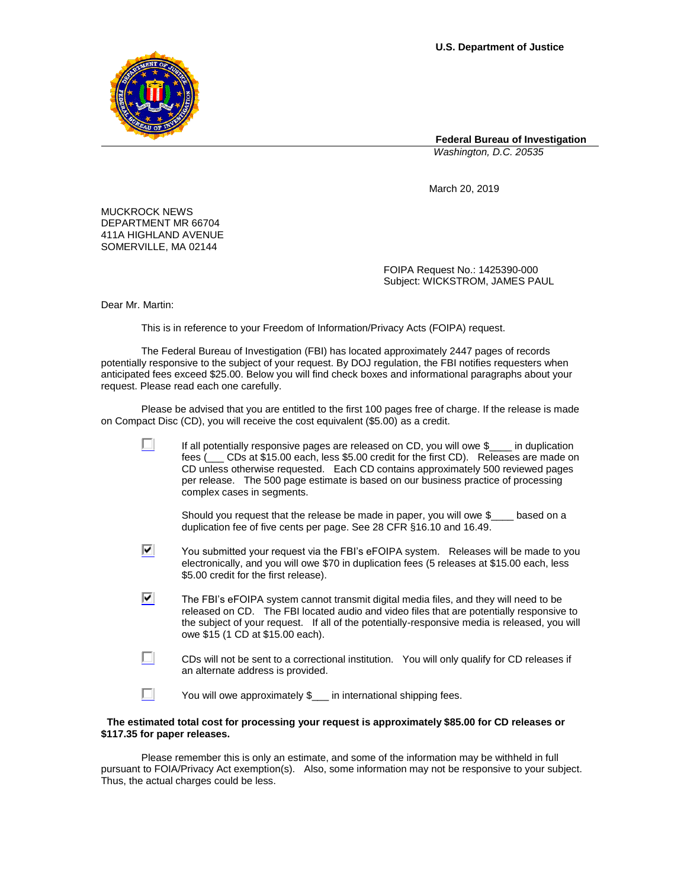**U.S. Department of Justice**

**Federal Bureau of Investigation**
*Washington, D.C. 20535*

March 20, 2019

MUCKROCK NEWS
DEPARTMENT MR 66704
411A HIGHLAND AVENUE
SOMERVILLE, MA 02144

FOIPA Request No.: 1425390-000
Subject: WICKSTROM, JAMES PAUL

Dear Mr. Martin:

This is in reference to your Freedom of Information/Privacy Acts (FOIPA) request.

The Federal Bureau of Investigation (FBI) has located approximately 2447 pages of records potentially responsive to the subject of your request. By DOJ regulation, the FBI notifies requesters when anticipated fees exceed $25.00. Below you will find check boxes and informational paragraphs about your request. Please read each one carefully.

Please be advised that you are entitled to the first 100 pages free of charge. If the release is made on Compact Disc (CD), you will receive the cost equivalent ($5.00) as a credit.

☐ If all potentially responsive pages are released on CD, you will owe $____ in duplication fees (___ CDs at $15.00 each, less $5.00 credit for the first CD). Releases are made on CD unless otherwise requested. Each CD contains approximately 500 reviewed pages per release. The 500 page estimate is based on our business practice of processing complex cases in segments.

Should you request that the release be made in paper, you will owe $____ based on a duplication fee of five cents per page. See 28 CFR §16.10 and 16.49.

☑ You submitted your request via the FBI's eFOIPA system. Releases will be made to you electronically, and you will owe $70 in duplication fees (5 releases at $15.00 each, less $5.00 credit for the first release).

☑ The FBI's eFOIPA system cannot transmit digital media files, and they will need to be released on CD. The FBI located audio and video files that are potentially responsive to the subject of your request. If all of the potentially-responsive media is released, you will owe $15 (1 CD at $15.00 each).

☐ CDs will not be sent to a correctional institution. You will only qualify for CD releases if an alternate address is provided.

☐ You will owe approximately $___ in international shipping fees.

**The estimated total cost for processing your request is approximately $85.00 for CD releases or $117.35 for paper releases.**

Please remember this is only an estimate, and some of the information may be withheld in full pursuant to FOIA/Privacy Act exemption(s). Also, some information may not be responsive to your subject. Thus, the actual charges could be less.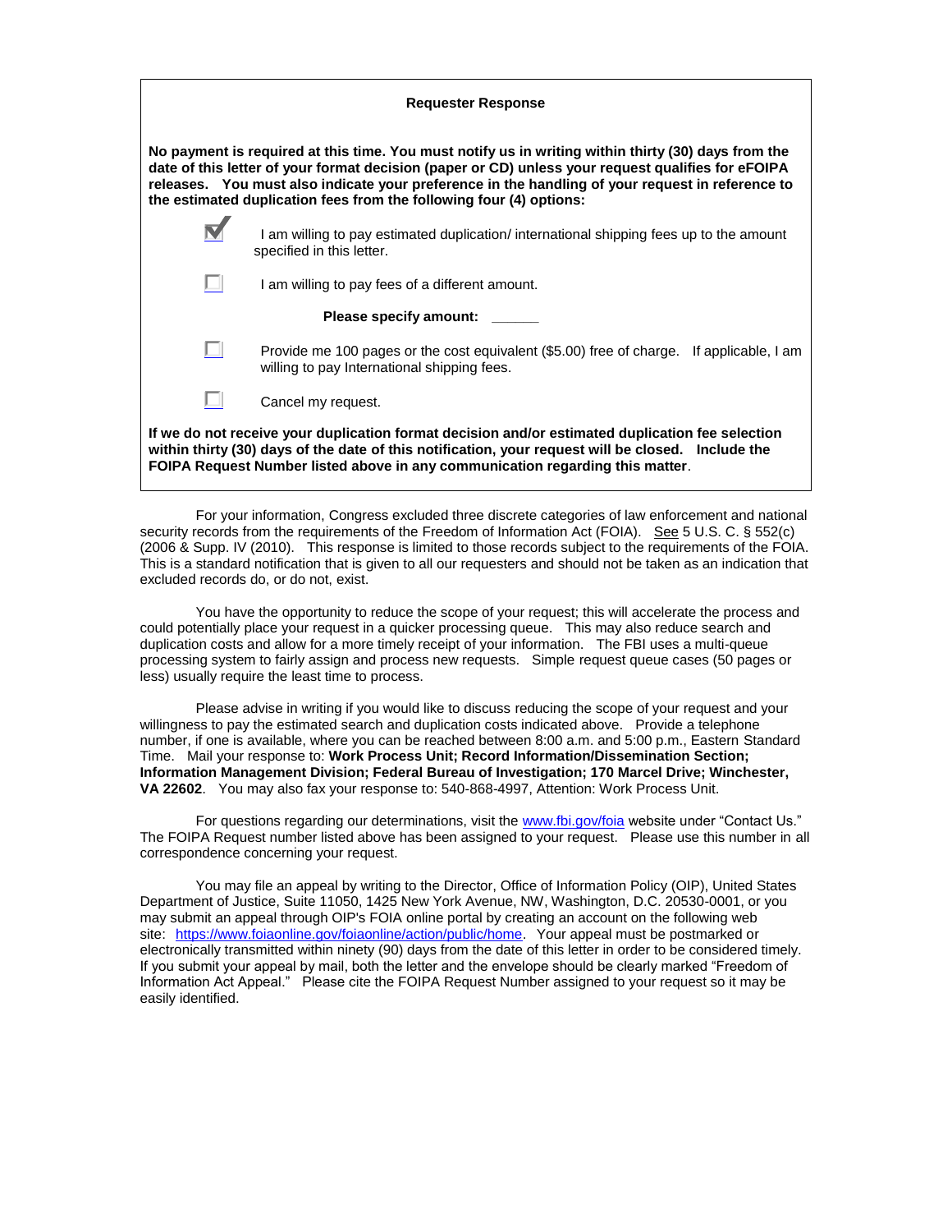**Requester Response**

**No payment is required at this time. You must notify us in writing within thirty (30) days from the date of this letter of your format decision (paper or CD) unless your request qualifies for eFOIPA releases. You must also indicate your preference in the handling of your request in reference to the estimated duplication fees from the following four (4) options:**

- [x] I am willing to pay estimated duplication/ international shipping fees up to the amount specified in this letter.
- [ ] I am willing to pay fees of a different amount.

  **Please specify amount:** ______

- [ ] Provide me 100 pages or the cost equivalent ($5.00) free of charge. If applicable, I am willing to pay International shipping fees.
- [ ] Cancel my request.

**If we do not receive your duplication format decision and/or estimated duplication fee selection within thirty (30) days of the date of this notification, your request will be closed. Include the FOIPA Request Number listed above in any communication regarding this matter**.

For your information, Congress excluded three discrete categories of law enforcement and national security records from the requirements of the Freedom of Information Act (FOIA). See 5 U.S. C. § 552(c) (2006 & Supp. IV (2010). This response is limited to those records subject to the requirements of the FOIA. This is a standard notification that is given to all our requesters and should not be taken as an indication that excluded records do, or do not, exist.

You have the opportunity to reduce the scope of your request; this will accelerate the process and could potentially place your request in a quicker processing queue. This may also reduce search and duplication costs and allow for a more timely receipt of your information. The FBI uses a multi-queue processing system to fairly assign and process new requests. Simple request queue cases (50 pages or less) usually require the least time to process.

Please advise in writing if you would like to discuss reducing the scope of your request and your willingness to pay the estimated search and duplication costs indicated above. Provide a telephone number, if one is available, where you can be reached between 8:00 a.m. and 5:00 p.m., Eastern Standard Time. Mail your response to: **Work Process Unit; Record Information/Dissemination Section; Information Management Division; Federal Bureau of Investigation; 170 Marcel Drive; Winchester, VA 22602**. You may also fax your response to: 540-868-4997, Attention: Work Process Unit.

For questions regarding our determinations, visit the www.fbi.gov/foia website under "Contact Us." The FOIPA Request number listed above has been assigned to your request. Please use this number in all correspondence concerning your request.

You may file an appeal by writing to the Director, Office of Information Policy (OIP), United States Department of Justice, Suite 11050, 1425 New York Avenue, NW, Washington, D.C. 20530-0001, or you may submit an appeal through OIP's FOIA online portal by creating an account on the following web site: https://www.foiaonline.gov/foiaonline/action/public/home. Your appeal must be postmarked or electronically transmitted within ninety (90) days from the date of this letter in order to be considered timely. If you submit your appeal by mail, both the letter and the envelope should be clearly marked "Freedom of Information Act Appeal." Please cite the FOIPA Request Number assigned to your request so it may be easily identified.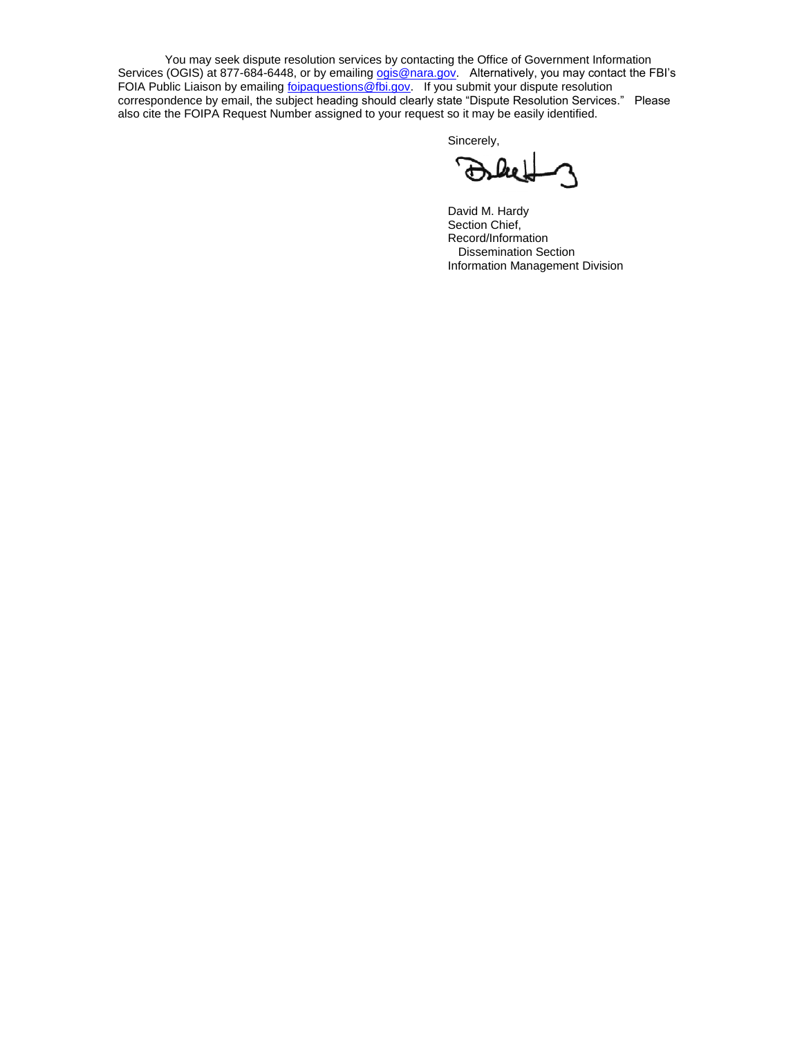You may seek dispute resolution services by contacting the Office of Government Information Services (OGIS) at 877-684-6448, or by emailing ogis@nara.gov. Alternatively, you may contact the FBI's FOIA Public Liaison by emailing foipaquestions@fbi.gov. If you submit your dispute resolution correspondence by email, the subject heading should clearly state "Dispute Resolution Services." Please also cite the FOIPA Request Number assigned to your request so it may be easily identified.

Sincerely,

David M. Hardy
Section Chief,
Record/Information
Dissemination Section
Information Management Division